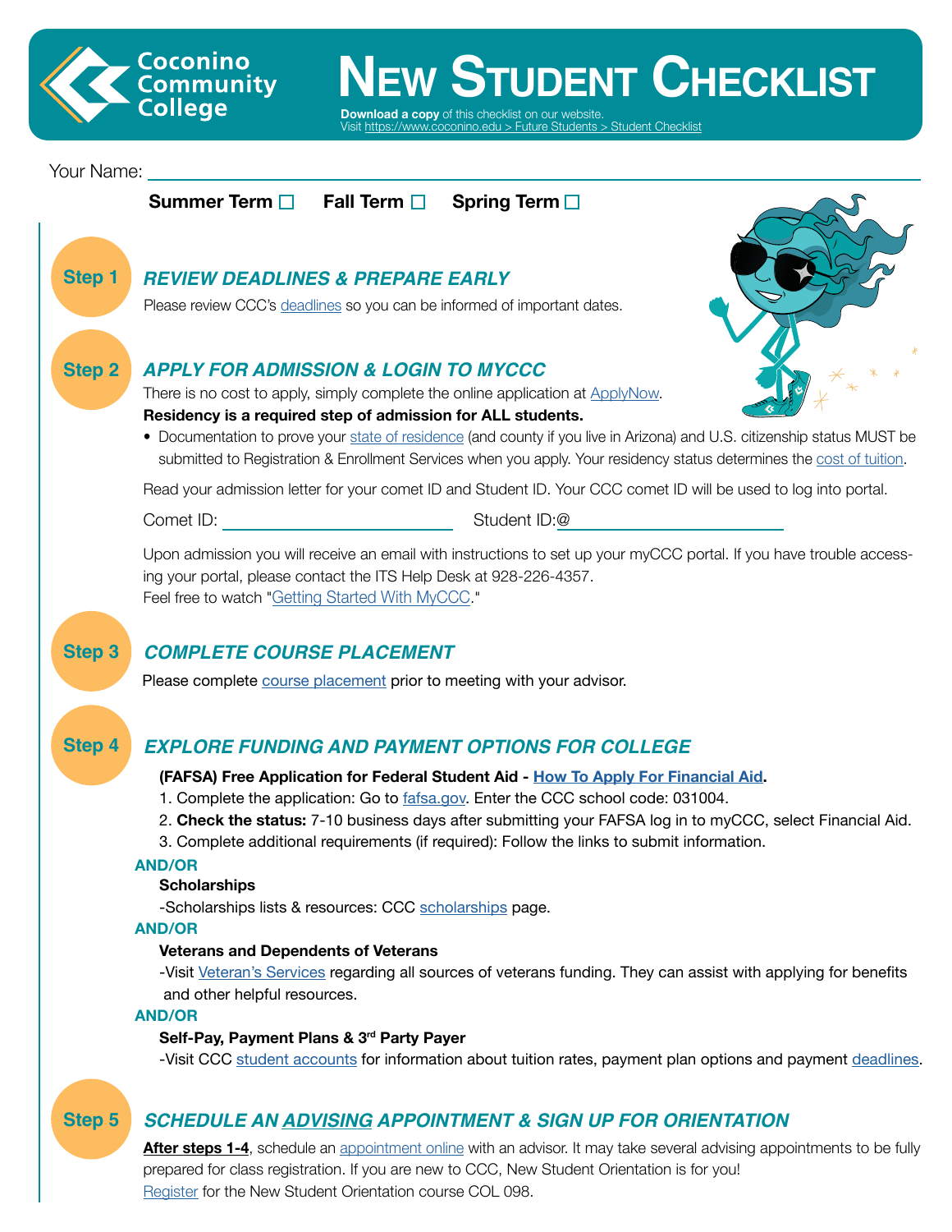# Coconino Community College

# NEW STUDENT CHECKLIST

**Download a copy** of this checklist on our website.
Visit https://www.coconino.edu > Future Students > Student Checklist

Your Name: ____________________________________________

**Summer Term** ☐ **Fall Term** ☐ **Spring Term** ☐

## Step 1 — *REVIEW DEADLINES & PREPARE EARLY*

Please review CCC's deadlines so you can be informed of important dates.

## Step 2 — *APPLY FOR ADMISSION & LOGIN TO MYCCC*

There is no cost to apply, simply complete the online application at ApplyNow.

**Residency is a required step of admission for ALL students.**

- Documentation to prove your state of residence (and county if you live in Arizona) and U.S. citizenship status MUST be submitted to Registration & Enrollment Services when you apply. Your residency status determines the cost of tuition.

Read your admission letter for your comet ID and Student ID. Your CCC comet ID will be used to log into portal.

Comet ID: ________________________ Student ID:@________________________

Upon admission you will receive an email with instructions to set up your myCCC portal. If you have trouble accessing your portal, please contact the ITS Help Desk at 928-226-4357.
Feel free to watch "Getting Started With MyCCC."

## Step 3 — *COMPLETE COURSE PLACEMENT*

Please complete course placement prior to meeting with your advisor.

## Step 4 — *EXPLORE FUNDING AND PAYMENT OPTIONS FOR COLLEGE*

**(FAFSA) Free Application for Federal Student Aid - How To Apply For Financial Aid.**

1. Complete the application: Go to fafsa.gov. Enter the CCC school code: 031004.
2. **Check the status:** 7-10 business days after submitting your FAFSA log in to myCCC, select Financial Aid.
3. Complete additional requirements (if required): Follow the links to submit information.

**AND/OR**

**Scholarships**

-Scholarships lists & resources: CCC scholarships page.

**AND/OR**

**Veterans and Dependents of Veterans**

-Visit Veteran's Services regarding all sources of veterans funding. They can assist with applying for benefits and other helpful resources.

**AND/OR**

**Self-Pay, Payment Plans & 3rd Party Payer**

-Visit CCC student accounts for information about tuition rates, payment plan options and payment deadlines.

## Step 5 — *SCHEDULE AN ADVISING APPOINTMENT & SIGN UP FOR ORIENTATION*

**After steps 1-4**, schedule an appointment online with an advisor. It may take several advising appointments to be fully prepared for class registration. If you are new to CCC, New Student Orientation is for you!
Register for the New Student Orientation course COL 098.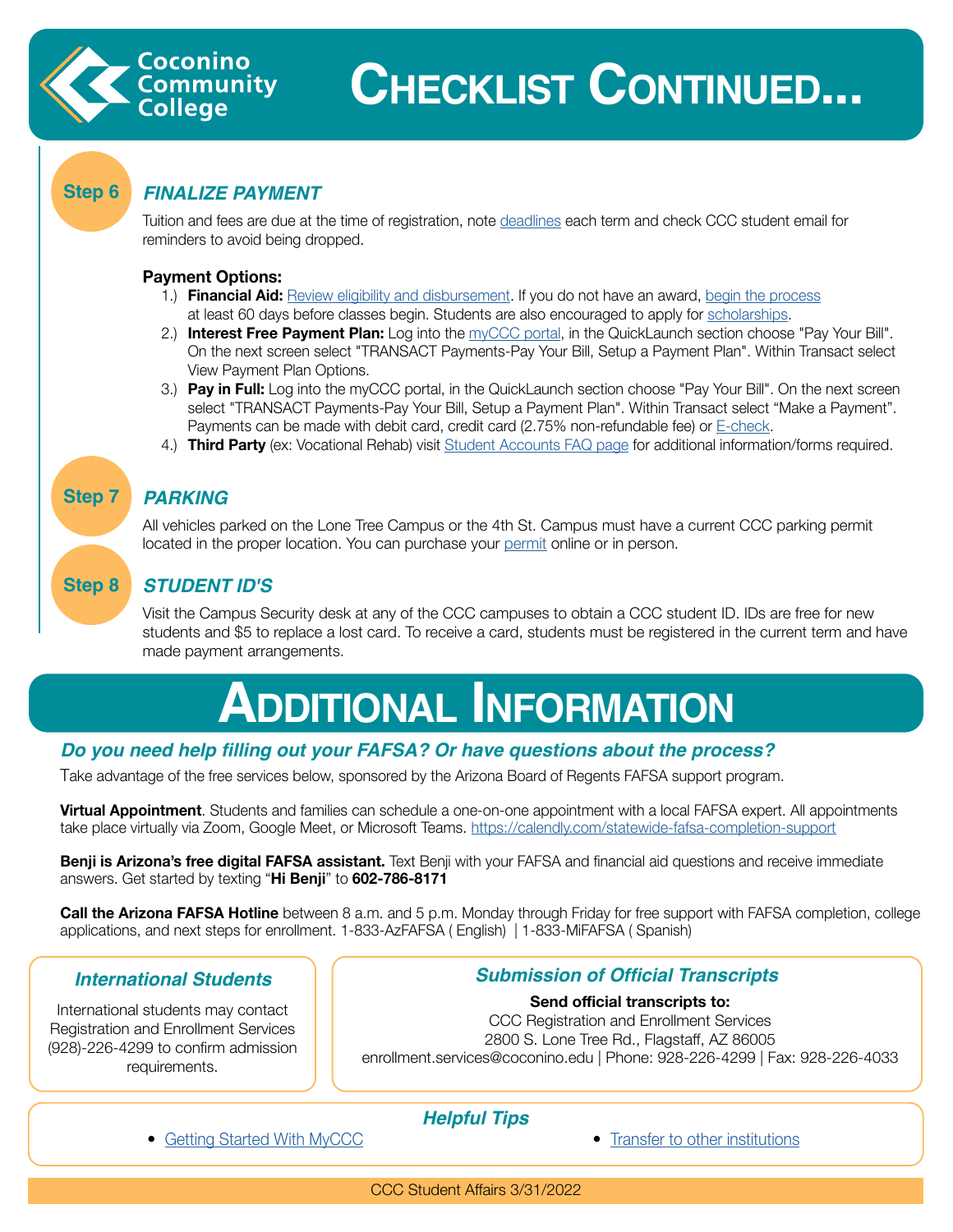Coconino Community College

# Checklist Continued...

## Step 6 — *FINALIZE PAYMENT*

Tuition and fees are due at the time of registration, note deadlines each term and check CCC student email for reminders to avoid being dropped.

**Payment Options:**

1.) **Financial Aid:** Review eligibility and disbursement. If you do not have an award, begin the process at least 60 days before classes begin. Students are also encouraged to apply for scholarships.

2.) **Interest Free Payment Plan:** Log into the myCCC portal, in the QuickLaunch section choose "Pay Your Bill". On the next screen select "TRANSACT Payments-Pay Your Bill, Setup a Payment Plan". Within Transact select View Payment Plan Options.

3.) **Pay in Full:** Log into the myCCC portal, in the QuickLaunch section choose "Pay Your Bill". On the next screen select "TRANSACT Payments-Pay Your Bill, Setup a Payment Plan". Within Transact select "Make a Payment". Payments can be made with debit card, credit card (2.75% non-refundable fee) or E-check.

4.) **Third Party** (ex: Vocational Rehab) visit Student Accounts FAQ page for additional information/forms required.

## Step 7 — *PARKING*

All vehicles parked on the Lone Tree Campus or the 4th St. Campus must have a current CCC parking permit located in the proper location. You can purchase your permit online or in person.

## Step 8 — *STUDENT ID'S*

Visit the Campus Security desk at any of the CCC campuses to obtain a CCC student ID. IDs are free for new students and $5 to replace a lost card. To receive a card, students must be registered in the current term and have made payment arrangements.

# Additional Information

### *Do you need help filling out your FAFSA? Or have questions about the process?*

Take advantage of the free services below, sponsored by the Arizona Board of Regents FAFSA support program.

**Virtual Appointment**. Students and families can schedule a one-on-one appointment with a local FAFSA expert. All appointments take place virtually via Zoom, Google Meet, or Microsoft Teams. https://calendly.com/statewide-fafsa-completion-support

**Benji is Arizona's free digital FAFSA assistant.** Text Benji with your FAFSA and financial aid questions and receive immediate answers. Get started by texting "**Hi Benji**" to **602-786-8171**

**Call the Arizona FAFSA Hotline** between 8 a.m. and 5 p.m. Monday through Friday for free support with FAFSA completion, college applications, and next steps for enrollment. 1-833-AzFAFSA ( English) | 1-833-MiFAFSA ( Spanish)

### *International Students*

International students may contact Registration and Enrollment Services (928)-226-4299 to confirm admission requirements.

### *Submission of Official Transcripts*

**Send official transcripts to:**

CCC Registration and Enrollment Services
2800 S. Lone Tree Rd., Flagstaff, AZ 86005
enrollment.services@coconino.edu | Phone: 928-226-4299 | Fax: 928-226-4033

### *Helpful Tips*

- Getting Started With MyCCC
- Transfer to other institutions

CCC Student Affairs 3/31/2022